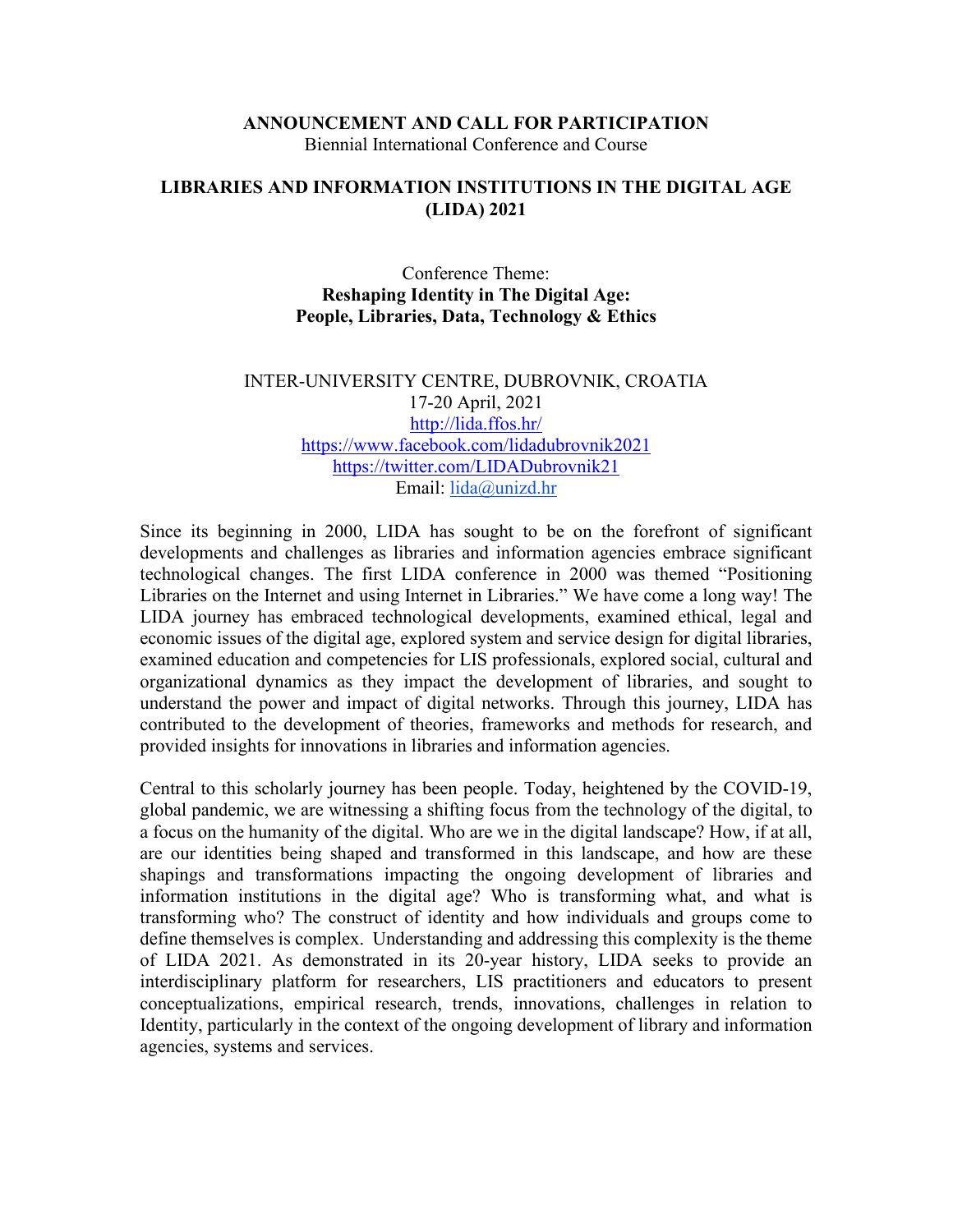**ANNOUNCEMENT AND CALL FOR PARTICIPATION**
Biennial International Conference and Course

# LIBRARIES AND INFORMATION INSTITUTIONS IN THE DIGITAL AGE (LIDA) 2021

Conference Theme:
**Reshaping Identity in The Digital Age:**
**People, Libraries, Data, Technology & Ethics**

INTER-UNIVERSITY CENTRE, DUBROVNIK, CROATIA
17-20 April, 2021
http://lida.ffos.hr/
https://www.facebook.com/lidadubrovnik2021
https://twitter.com/LIDADubrovnik21
Email: lida@unizd.hr

Since its beginning in 2000, LIDA has sought to be on the forefront of significant developments and challenges as libraries and information agencies embrace significant technological changes. The first LIDA conference in 2000 was themed "Positioning Libraries on the Internet and using Internet in Libraries." We have come a long way! The LIDA journey has embraced technological developments, examined ethical, legal and economic issues of the digital age, explored system and service design for digital libraries, examined education and competencies for LIS professionals, explored social, cultural and organizational dynamics as they impact the development of libraries, and sought to understand the power and impact of digital networks. Through this journey, LIDA has contributed to the development of theories, frameworks and methods for research, and provided insights for innovations in libraries and information agencies.

Central to this scholarly journey has been people. Today, heightened by the COVID-19, global pandemic, we are witnessing a shifting focus from the technology of the digital, to a focus on the humanity of the digital. Who are we in the digital landscape? How, if at all, are our identities being shaped and transformed in this landscape, and how are these shapings and transformations impacting the ongoing development of libraries and information institutions in the digital age? Who is transforming what, and what is transforming who? The construct of identity and how individuals and groups come to define themselves is complex. Understanding and addressing this complexity is the theme of LIDA 2021. As demonstrated in its 20-year history, LIDA seeks to provide an interdisciplinary platform for researchers, LIS practitioners and educators to present conceptualizations, empirical research, trends, innovations, challenges in relation to Identity, particularly in the context of the ongoing development of library and information agencies, systems and services.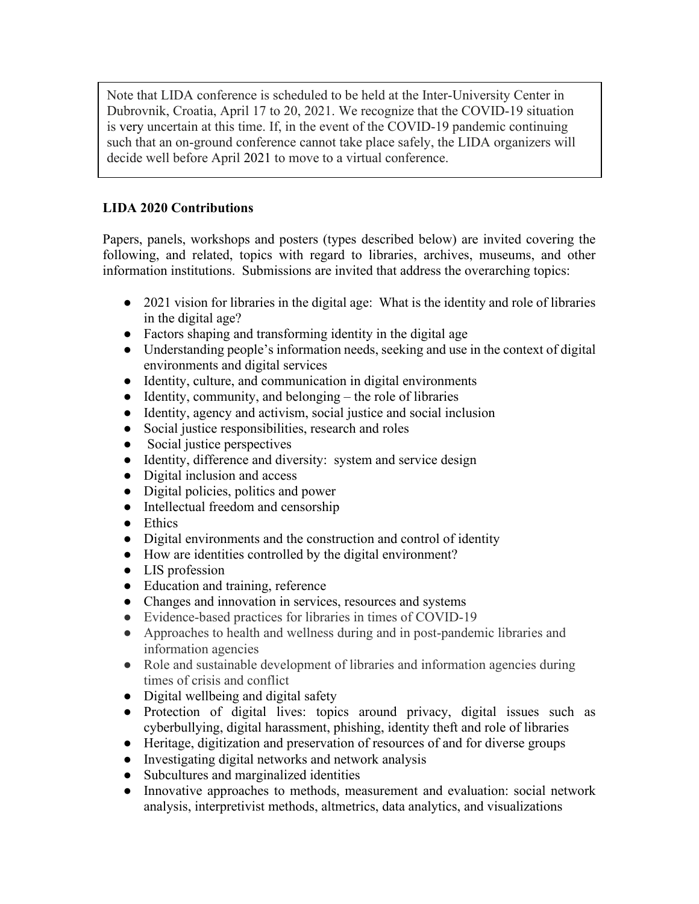Note that LIDA conference is scheduled to be held at the Inter-University Center in Dubrovnik, Croatia, April 17 to 20, 2021. We recognize that the COVID-19 situation is very uncertain at this time. If, in the event of the COVID-19 pandemic continuing such that an on-ground conference cannot take place safely, the LIDA organizers will decide well before April 2021 to move to a virtual conference.

**LIDA 2020 Contributions**

Papers, panels, workshops and posters (types described below) are invited covering the following, and related, topics with regard to libraries, archives, museums, and other information institutions. Submissions are invited that address the overarching topics:

- 2021 vision for libraries in the digital age: What is the identity and role of libraries in the digital age?
- Factors shaping and transforming identity in the digital age
- Understanding people's information needs, seeking and use in the context of digital environments and digital services
- Identity, culture, and communication in digital environments
- Identity, community, and belonging – the role of libraries
- Identity, agency and activism, social justice and social inclusion
- Social justice responsibilities, research and roles
- Social justice perspectives
- Identity, difference and diversity: system and service design
- Digital inclusion and access
- Digital policies, politics and power
- Intellectual freedom and censorship
- Ethics
- Digital environments and the construction and control of identity
- How are identities controlled by the digital environment?
- LIS profession
- Education and training, reference
- Changes and innovation in services, resources and systems
- Evidence-based practices for libraries in times of COVID-19
- Approaches to health and wellness during and in post-pandemic libraries and information agencies
- Role and sustainable development of libraries and information agencies during times of crisis and conflict
- Digital wellbeing and digital safety
- Protection of digital lives: topics around privacy, digital issues such as cyberbullying, digital harassment, phishing, identity theft and role of libraries
- Heritage, digitization and preservation of resources of and for diverse groups
- Investigating digital networks and network analysis
- Subcultures and marginalized identities
- Innovative approaches to methods, measurement and evaluation: social network analysis, interpretivist methods, altmetrics, data analytics, and visualizations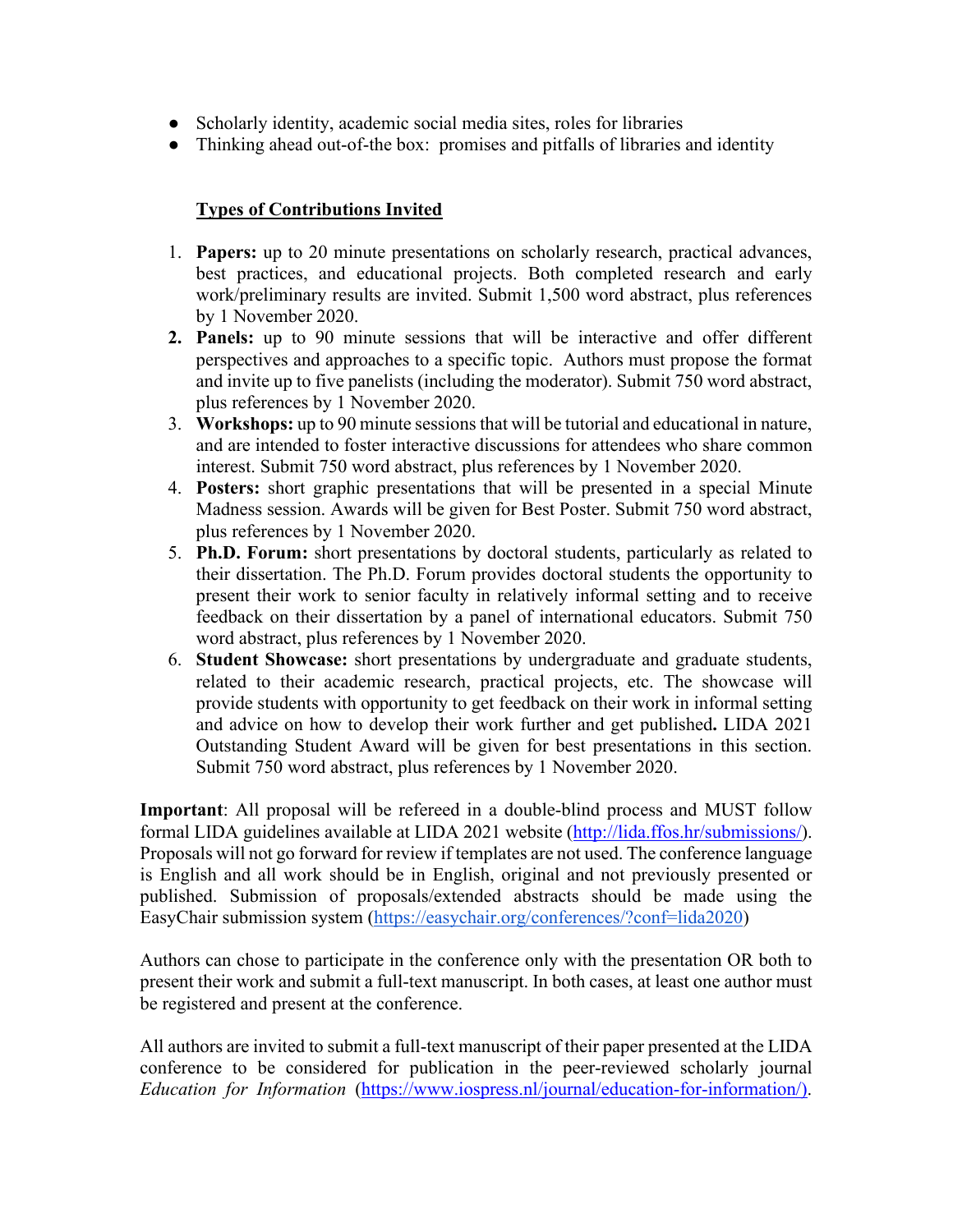- Scholarly identity, academic social media sites, roles for libraries
- Thinking ahead out-of-the box: promises and pitfalls of libraries and identity

## Types of Contributions Invited

1. **Papers:** up to 20 minute presentations on scholarly research, practical advances, best practices, and educational projects. Both completed research and early work/preliminary results are invited. Submit 1,500 word abstract, plus references by 1 November 2020.
2. **Panels:** up to 90 minute sessions that will be interactive and offer different perspectives and approaches to a specific topic. Authors must propose the format and invite up to five panelists (including the moderator). Submit 750 word abstract, plus references by 1 November 2020.
3. **Workshops:** up to 90 minute sessions that will be tutorial and educational in nature, and are intended to foster interactive discussions for attendees who share common interest. Submit 750 word abstract, plus references by 1 November 2020.
4. **Posters:** short graphic presentations that will be presented in a special Minute Madness session. Awards will be given for Best Poster. Submit 750 word abstract, plus references by 1 November 2020.
5. **Ph.D. Forum:** short presentations by doctoral students, particularly as related to their dissertation. The Ph.D. Forum provides doctoral students the opportunity to present their work to senior faculty in relatively informal setting and to receive feedback on their dissertation by a panel of international educators. Submit 750 word abstract, plus references by 1 November 2020.
6. **Student Showcase:** short presentations by undergraduate and graduate students, related to their academic research, practical projects, etc. The showcase will provide students with opportunity to get feedback on their work in informal setting and advice on how to develop their work further and get published**.** LIDA 2021 Outstanding Student Award will be given for best presentations in this section. Submit 750 word abstract, plus references by 1 November 2020.

**Important**: All proposal will be refereed in a double-blind process and MUST follow formal LIDA guidelines available at LIDA 2021 website (http://lida.ffos.hr/submissions/). Proposals will not go forward for review if templates are not used. The conference language is English and all work should be in English, original and not previously presented or published. Submission of proposals/extended abstracts should be made using the EasyChair submission system (https://easychair.org/conferences/?conf=lida2020)

Authors can chose to participate in the conference only with the presentation OR both to present their work and submit a full-text manuscript. In both cases, at least one author must be registered and present at the conference.

All authors are invited to submit a full-text manuscript of their paper presented at the LIDA conference to be considered for publication in the peer-reviewed scholarly journal *Education for Information* (https://www.iospress.nl/journal/education-for-information/).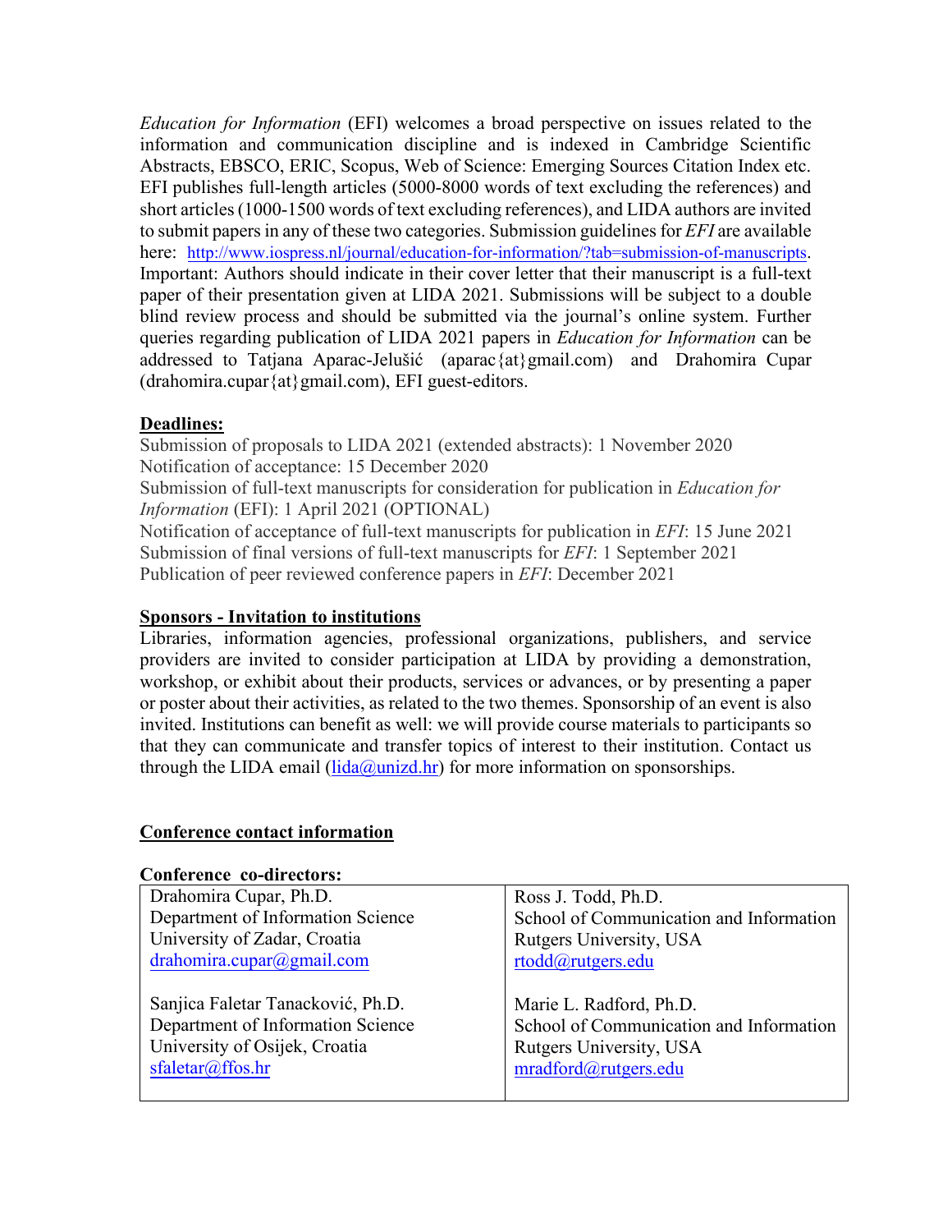*Education for Information* (EFI) welcomes a broad perspective on issues related to the information and communication discipline and is indexed in Cambridge Scientific Abstracts, EBSCO, ERIC, Scopus, Web of Science: Emerging Sources Citation Index etc. EFI publishes full-length articles (5000-8000 words of text excluding the references) and short articles (1000-1500 words of text excluding references), and LIDA authors are invited to submit papers in any of these two categories. Submission guidelines for *EFI* are available here: http://www.iospress.nl/journal/education-for-information/?tab=submission-of-manuscripts. Important: Authors should indicate in their cover letter that their manuscript is a full-text paper of their presentation given at LIDA 2021. Submissions will be subject to a double blind review process and should be submitted via the journal's online system. Further queries regarding publication of LIDA 2021 papers in *Education for Information* can be addressed to Tatjana Aparac-Jelušić (aparac{at}gmail.com) and Drahomira Cupar (drahomira.cupar{at}gmail.com), EFI guest-editors.

**Deadlines:**

Submission of proposals to LIDA 2021 (extended abstracts): 1 November 2020
Notification of acceptance: 15 December 2020
Submission of full-text manuscripts for consideration for publication in *Education for Information* (EFI): 1 April 2021 (OPTIONAL)
Notification of acceptance of full-text manuscripts for publication in *EFI*: 15 June 2021
Submission of final versions of full-text manuscripts for *EFI*: 1 September 2021
Publication of peer reviewed conference papers in *EFI*: December 2021

**Sponsors - Invitation to institutions**

Libraries, information agencies, professional organizations, publishers, and service providers are invited to consider participation at LIDA by providing a demonstration, workshop, or exhibit about their products, services or advances, or by presenting a paper or poster about their activities, as related to the two themes. Sponsorship of an event is also invited. Institutions can benefit as well: we will provide course materials to participants so that they can communicate and transfer topics of interest to their institution. Contact us through the LIDA email (lida@unizd.hr) for more information on sponsorships.

**Conference contact information**

**Conference co-directors:**

| | |
|---|---|
| Drahomira Cupar, Ph.D.<br>Department of Information Science<br>University of Zadar, Croatia<br>drahomira.cupar@gmail.com | Ross J. Todd, Ph.D.<br>School of Communication and Information<br>Rutgers University, USA<br>rtodd@rutgers.edu |
| Sanjica Faletar Tanacković, Ph.D.<br>Department of Information Science<br>University of Osijek, Croatia<br>sfaletar@ffos.hr | Marie L. Radford, Ph.D.<br>School of Communication and Information<br>Rutgers University, USA<br>mradford@rutgers.edu |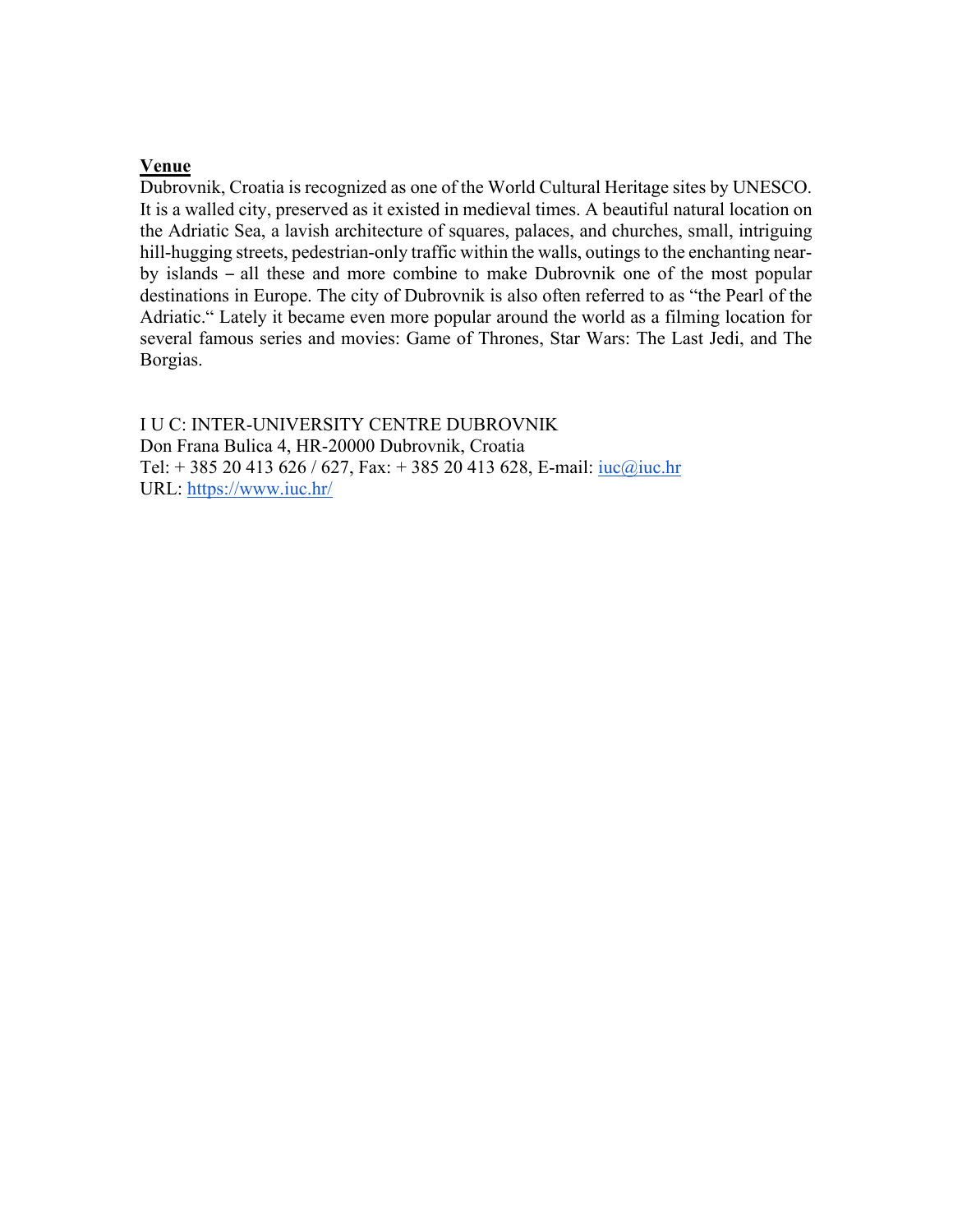**Venue**

Dubrovnik, Croatia is recognized as one of the World Cultural Heritage sites by UNESCO. It is a walled city, preserved as it existed in medieval times. A beautiful natural location on the Adriatic Sea, a lavish architecture of squares, palaces, and churches, small, intriguing hill-hugging streets, pedestrian-only traffic within the walls, outings to the enchanting near-by islands – all these and more combine to make Dubrovnik one of the most popular destinations in Europe. The city of Dubrovnik is also often referred to as "the Pearl of the Adriatic." Lately it became even more popular around the world as a filming location for several famous series and movies: Game of Thrones, Star Wars: The Last Jedi, and The Borgias.

I U C: INTER-UNIVERSITY CENTRE DUBROVNIK
Don Frana Bulica 4, HR-20000 Dubrovnik, Croatia
Tel: + 385 20 413 626 / 627, Fax: + 385 20 413 628, E-mail: iuc@iuc.hr
URL: https://www.iuc.hr/